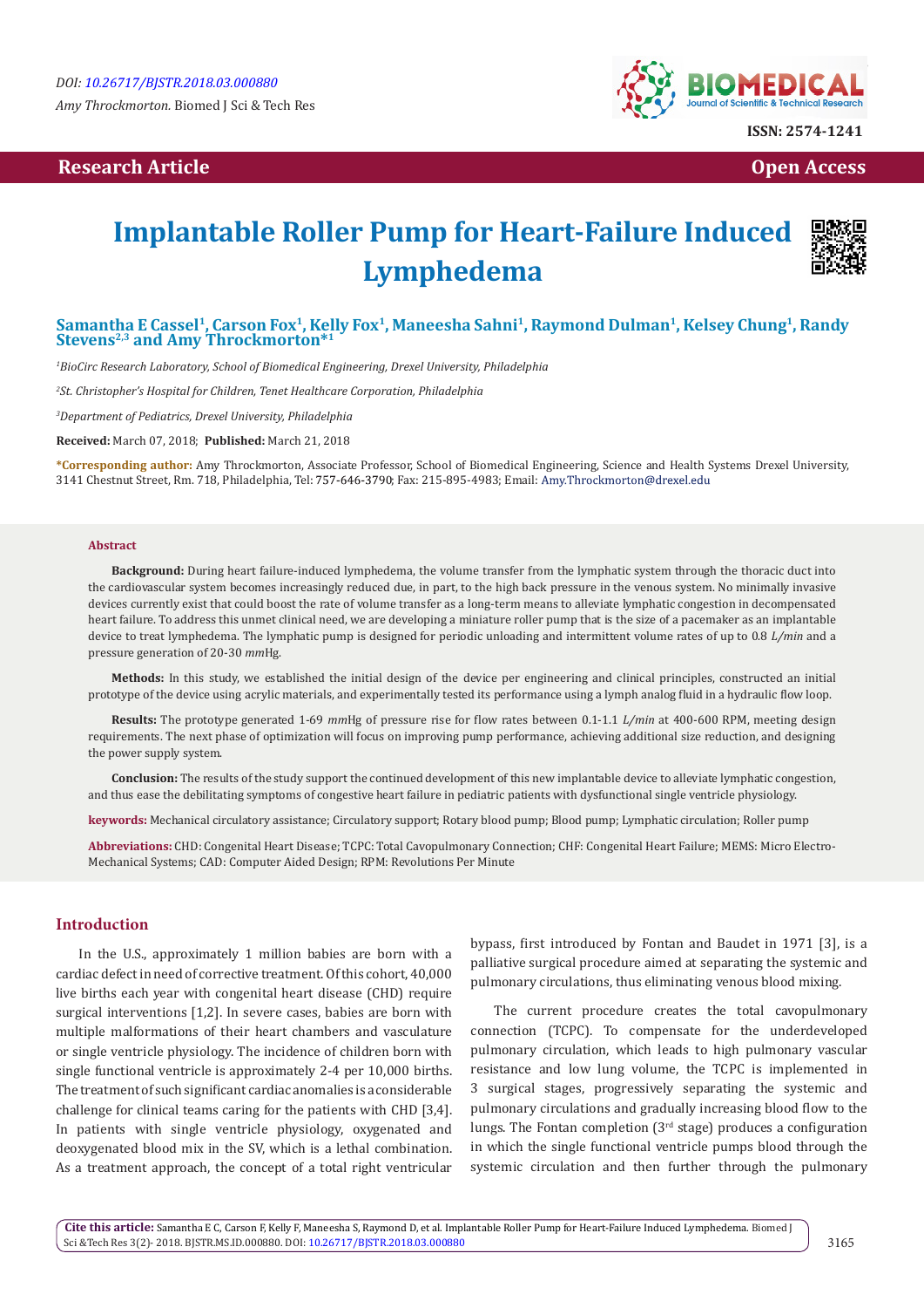DOI: 10.26717/BJSTR.2018.03.000880

*Amy Throckmorton.* Biomed J Sci & Tech Res

ISSN: 2574-1241

**Research Article** | **Open Access**

# Implantable Roller Pump for Heart-Failure Induced Lymphedema

**Samantha E Cassel[1], Carson Fox[1], Kelly Fox[1], Maneesha Sahni[1], Raymond Dulman[1], Kelsey Chung[1], Randy Stevens[2,3] and Amy Throckmorton*[1]**

[1]*BioCirc Research Laboratory, School of Biomedical Engineering, Drexel University, Philadelphia*

[2]*St. Christopher's Hospital for Children, Tenet Healthcare Corporation, Philadelphia*

[3]*Department of Pediatrics, Drexel University, Philadelphia*

**Received:** March 07, 2018; **Published:** March 21, 2018

**\*Corresponding author:** Amy Throckmorton, Associate Professor, School of Biomedical Engineering, Science and Health Systems Drexel University, 3141 Chestnut Street, Rm. 718, Philadelphia, Tel: 757-646-3790; Fax: 215-895-4983; Email: Amy.Throckmorton@drexel.edu

## Abstract

**Background:** During heart failure-induced lymphedema, the volume transfer from the lymphatic system through the thoracic duct into the cardiovascular system becomes increasingly reduced due, in part, to the high back pressure in the venous system. No minimally invasive devices currently exist that could boost the rate of volume transfer as a long-term means to alleviate lymphatic congestion in decompensated heart failure. To address this unmet clinical need, we are developing a miniature roller pump that is the size of a pacemaker as an implantable device to treat lymphedema. The lymphatic pump is designed for periodic unloading and intermittent volume rates of up to 0.8 *L/min* and a pressure generation of 20-30 *mm*Hg.

**Methods:** In this study, we established the initial design of the device per engineering and clinical principles, constructed an initial prototype of the device using acrylic materials, and experimentally tested its performance using a lymph analog fluid in a hydraulic flow loop.

**Results:** The prototype generated 1-69 *mm*Hg of pressure rise for flow rates between 0.1-1.1 *L/min* at 400-600 RPM, meeting design requirements. The next phase of optimization will focus on improving pump performance, achieving additional size reduction, and designing the power supply system.

**Conclusion:** The results of the study support the continued development of this new implantable device to alleviate lymphatic congestion, and thus ease the debilitating symptoms of congestive heart failure in pediatric patients with dysfunctional single ventricle physiology.

**keywords:** Mechanical circulatory assistance; Circulatory support; Rotary blood pump; Blood pump; Lymphatic circulation; Roller pump

**Abbreviations:** CHD: Congenital Heart Disease; TCPC: Total Cavopulmonary Connection; CHF: Congenital Heart Failure; MEMS: Micro Electro-Mechanical Systems; CAD: Computer Aided Design; RPM: Revolutions Per Minute

## Introduction

In the U.S., approximately 1 million babies are born with a cardiac defect in need of corrective treatment. Of this cohort, 40,000 live births each year with congenital heart disease (CHD) require surgical interventions [1,2]. In severe cases, babies are born with multiple malformations of their heart chambers and vasculature or single ventricle physiology. The incidence of children born with single functional ventricle is approximately 2-4 per 10,000 births. The treatment of such significant cardiac anomalies is a considerable challenge for clinical teams caring for the patients with CHD [3,4]. In patients with single ventricle physiology, oxygenated and deoxygenated blood mix in the SV, which is a lethal combination. As a treatment approach, the concept of a total right ventricular bypass, first introduced by Fontan and Baudet in 1971 [3], is a palliative surgical procedure aimed at separating the systemic and pulmonary circulations, thus eliminating venous blood mixing.

The current procedure creates the total cavopulmonary connection (TCPC). To compensate for the underdeveloped pulmonary circulation, which leads to high pulmonary vascular resistance and low lung volume, the TCPC is implemented in 3 surgical stages, progressively separating the systemic and pulmonary circulations and gradually increasing blood flow to the lungs. The Fontan completion (3rd stage) produces a configuration in which the single functional ventricle pumps blood through the systemic circulation and then further through the pulmonary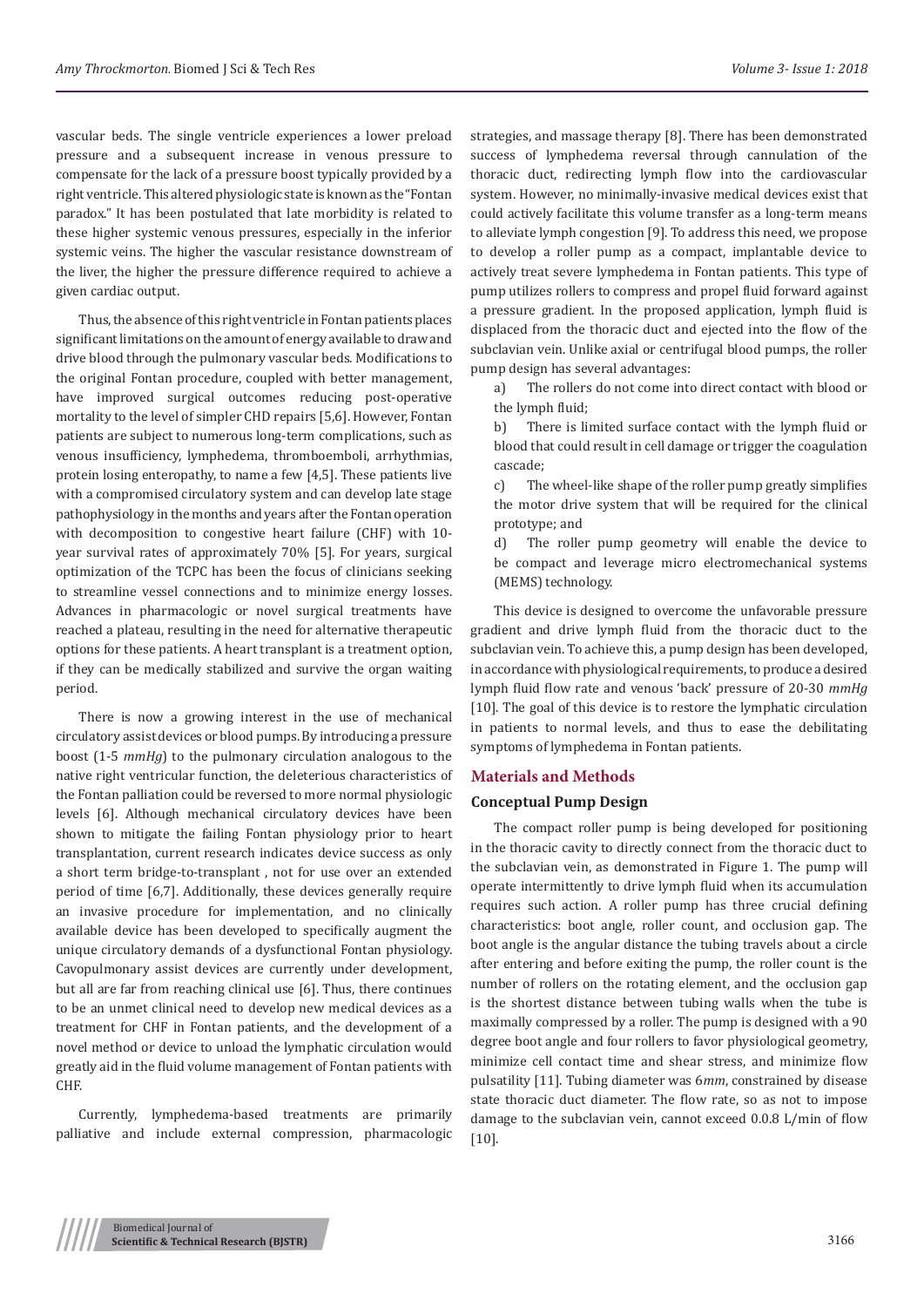vascular beds. The single ventricle experiences a lower preload pressure and a subsequent increase in venous pressure to compensate for the lack of a pressure boost typically provided by a right ventricle. This altered physiologic state is known as the "Fontan paradox." It has been postulated that late morbidity is related to these higher systemic venous pressures, especially in the inferior systemic veins. The higher the vascular resistance downstream of the liver, the higher the pressure difference required to achieve a given cardiac output.

Thus, the absence of this right ventricle in Fontan patients places significant limitations on the amount of energy available to draw and drive blood through the pulmonary vascular beds. Modifications to the original Fontan procedure, coupled with better management, have improved surgical outcomes reducing post-operative mortality to the level of simpler CHD repairs [5,6]. However, Fontan patients are subject to numerous long-term complications, such as venous insufficiency, lymphedema, thromboemboli, arrhythmias, protein losing enteropathy, to name a few [4,5]. These patients live with a compromised circulatory system and can develop late stage pathophysiology in the months and years after the Fontan operation with decomposition to congestive heart failure (CHF) with 10-year survival rates of approximately 70% [5]. For years, surgical optimization of the TCPC has been the focus of clinicians seeking to streamline vessel connections and to minimize energy losses. Advances in pharmacologic or novel surgical treatments have reached a plateau, resulting in the need for alternative therapeutic options for these patients. A heart transplant is a treatment option, if they can be medically stabilized and survive the organ waiting period.

There is now a growing interest in the use of mechanical circulatory assist devices or blood pumps. By introducing a pressure boost (1-5 *mmHg*) to the pulmonary circulation analogous to the native right ventricular function, the deleterious characteristics of the Fontan palliation could be reversed to more normal physiologic levels [6]. Although mechanical circulatory devices have been shown to mitigate the failing Fontan physiology prior to heart transplantation, current research indicates device success as only a short term bridge-to-transplant , not for use over an extended period of time [6,7]. Additionally, these devices generally require an invasive procedure for implementation, and no clinically available device has been developed to specifically augment the unique circulatory demands of a dysfunctional Fontan physiology. Cavopulmonary assist devices are currently under development, but all are far from reaching clinical use [6]. Thus, there continues to be an unmet clinical need to develop new medical devices as a treatment for CHF in Fontan patients, and the development of a novel method or device to unload the lymphatic circulation would greatly aid in the fluid volume management of Fontan patients with CHF.

Currently, lymphedema-based treatments are primarily palliative and include external compression, pharmacologic strategies, and massage therapy [8]. There has been demonstrated success of lymphedema reversal through cannulation of the thoracic duct, redirecting lymph flow into the cardiovascular system. However, no minimally-invasive medical devices exist that could actively facilitate this volume transfer as a long-term means to alleviate lymph congestion [9]. To address this need, we propose to develop a roller pump as a compact, implantable device to actively treat severe lymphedema in Fontan patients. This type of pump utilizes rollers to compress and propel fluid forward against a pressure gradient. In the proposed application, lymph fluid is displaced from the thoracic duct and ejected into the flow of the subclavian vein. Unlike axial or centrifugal blood pumps, the roller pump design has several advantages:

a) The rollers do not come into direct contact with blood or the lymph fluid;

b) There is limited surface contact with the lymph fluid or blood that could result in cell damage or trigger the coagulation cascade;

c) The wheel-like shape of the roller pump greatly simplifies the motor drive system that will be required for the clinical prototype; and

d) The roller pump geometry will enable the device to be compact and leverage micro electromechanical systems (MEMS) technology.

This device is designed to overcome the unfavorable pressure gradient and drive lymph fluid from the thoracic duct to the subclavian vein. To achieve this, a pump design has been developed, in accordance with physiological requirements, to produce a desired lymph fluid flow rate and venous 'back' pressure of 20-30 *mmHg* [10]. The goal of this device is to restore the lymphatic circulation in patients to normal levels, and thus to ease the debilitating symptoms of lymphedema in Fontan patients.

## Materials and Methods

### Conceptual Pump Design

The compact roller pump is being developed for positioning in the thoracic cavity to directly connect from the thoracic duct to the subclavian vein, as demonstrated in Figure 1. The pump will operate intermittently to drive lymph fluid when its accumulation requires such action. A roller pump has three crucial defining characteristics: boot angle, roller count, and occlusion gap. The boot angle is the angular distance the tubing travels about a circle after entering and before exiting the pump, the roller count is the number of rollers on the rotating element, and the occlusion gap is the shortest distance between tubing walls when the tube is maximally compressed by a roller. The pump is designed with a 90 degree boot angle and four rollers to favor physiological geometry, minimize cell contact time and shear stress, and minimize flow pulsatility [11]. Tubing diameter was 6*mm*, constrained by disease state thoracic duct diameter. The flow rate, so as not to impose damage to the subclavian vein, cannot exceed 0.0.8 L/min of flow [10].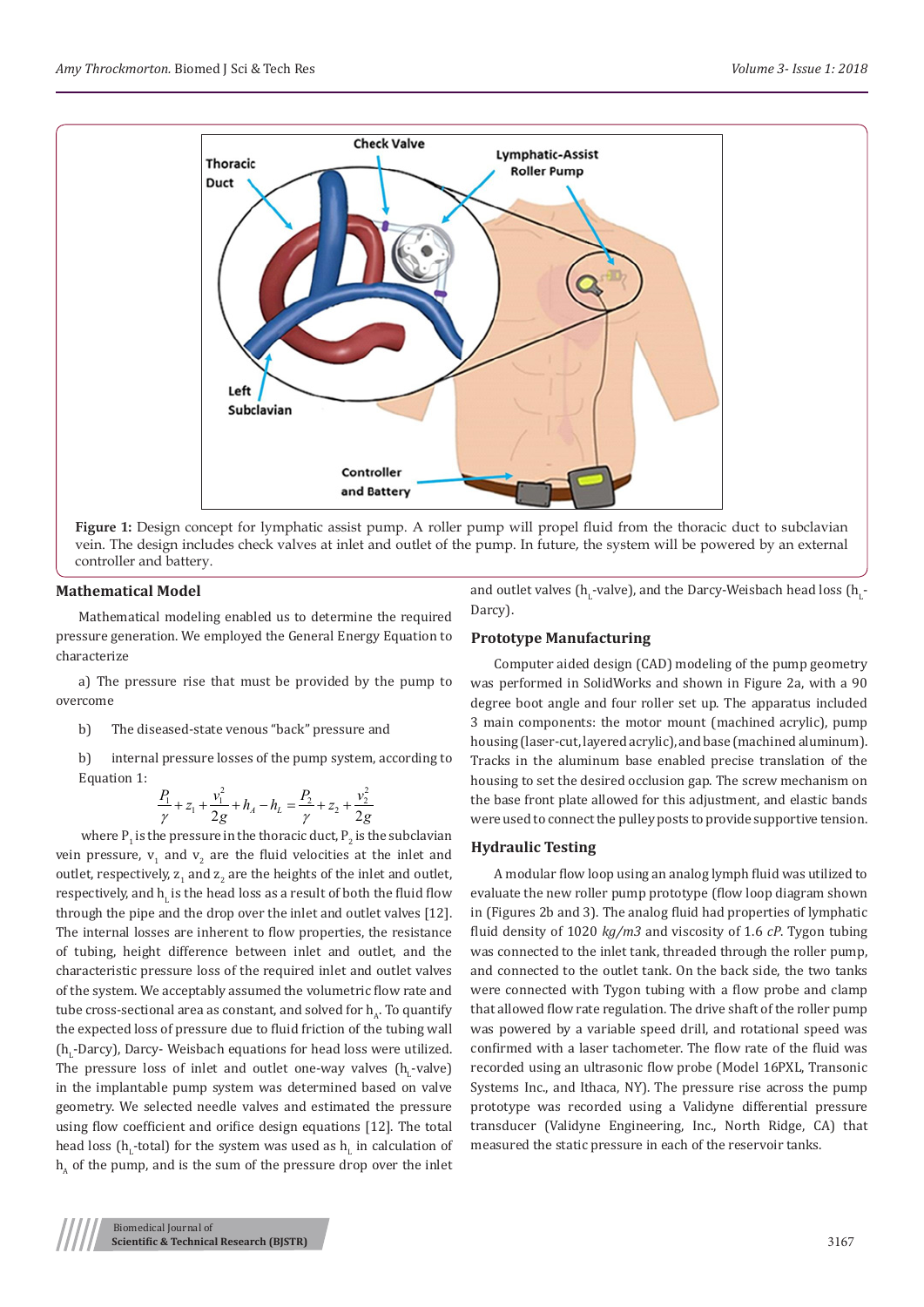**Figure 1:** Design concept for lymphatic assist pump. A roller pump will propel fluid from the thoracic duct to subclavian vein. The design includes check valves at inlet and outlet of the pump. In future, the system will be powered by an external controller and battery.

## Mathematical Model

Mathematical modeling enabled us to determine the required pressure generation. We employed the General Energy Equation to characterize

a) The pressure rise that must be provided by the pump to overcome

b) The diseased-state venous "back" pressure and

b) internal pressure losses of the pump system, according to Equation 1:

$$\frac{P_1}{\gamma}+z_1+\frac{v_1^2}{2g}+h_A-h_L=\frac{P_2}{\gamma}+z_2+\frac{v_2^2}{2g}$$

where $P_1$ is the pressure in the thoracic duct, $P_2$ is the subclavian vein pressure, $v_1$ and $v_2$ are the fluid velocities at the inlet and outlet, respectively, $z_1$ and $z_2$ are the heights of the inlet and outlet, respectively, and $h_L$ is the head loss as a result of both the fluid flow through the pipe and the drop over the inlet and outlet valves [12]. The internal losses are inherent to flow properties, the resistance of tubing, height difference between inlet and outlet, and the characteristic pressure loss of the required inlet and outlet valves of the system. We acceptably assumed the volumetric flow rate and tube cross-sectional area as constant, and solved for $h_A$. To quantify the expected loss of pressure due to fluid friction of the tubing wall ($h_L$-Darcy), Darcy- Weisbach equations for head loss were utilized. The pressure loss of inlet and outlet one-way valves ($h_L$-valve) in the implantable pump system was determined based on valve geometry. We selected needle valves and estimated the pressure using flow coefficient and orifice design equations [12]. The total head loss ($h_L$-total) for the system was used as $h_L$ in calculation of $h_A$ of the pump, and is the sum of the pressure drop over the inlet and outlet valves ($h_L$-valve), and the Darcy-Weisbach head loss ($h_L$-Darcy).

## Prototype Manufacturing

Computer aided design (CAD) modeling of the pump geometry was performed in SolidWorks and shown in Figure 2a, with a 90 degree boot angle and four roller set up. The apparatus included 3 main components: the motor mount (machined acrylic), pump housing (laser-cut, layered acrylic), and base (machined aluminum). Tracks in the aluminum base enabled precise translation of the housing to set the desired occlusion gap. The screw mechanism on the base front plate allowed for this adjustment, and elastic bands were used to connect the pulley posts to provide supportive tension.

## Hydraulic Testing

A modular flow loop using an analog lymph fluid was utilized to evaluate the new roller pump prototype (flow loop diagram shown in (Figures 2b and 3). The analog fluid had properties of lymphatic fluid density of 1020 *kg/m3* and viscosity of 1.6 *cP*. Tygon tubing was connected to the inlet tank, threaded through the roller pump, and connected to the outlet tank. On the back side, the two tanks were connected with Tygon tubing with a flow probe and clamp that allowed flow rate regulation. The drive shaft of the roller pump was powered by a variable speed drill, and rotational speed was confirmed with a laser tachometer. The flow rate of the fluid was recorded using an ultrasonic flow probe (Model 16PXL, Transonic Systems Inc., and Ithaca, NY). The pressure rise across the pump prototype was recorded using a Validyne differential pressure transducer (Validyne Engineering, Inc., North Ridge, CA) that measured the static pressure in each of the reservoir tanks.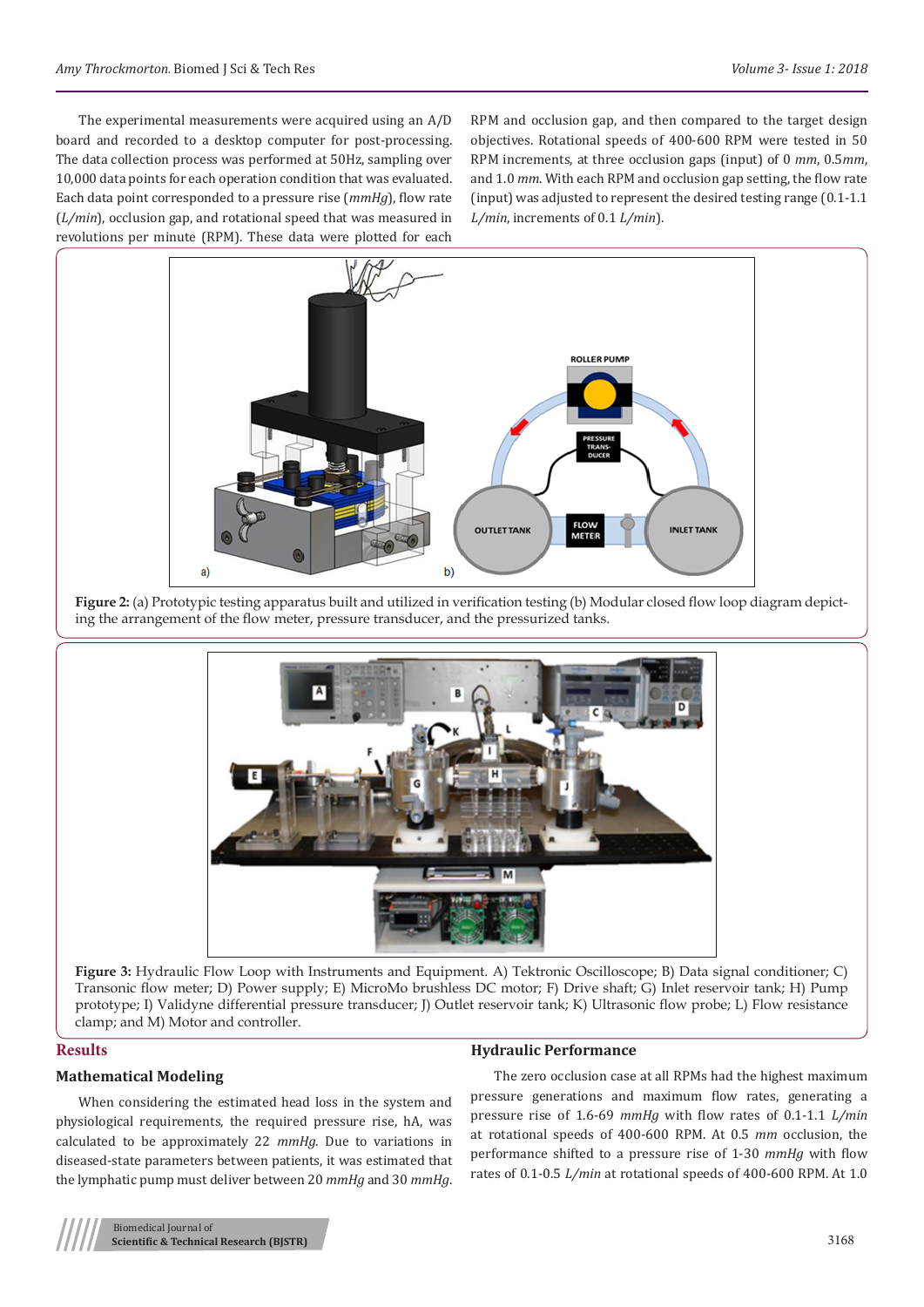The experimental measurements were acquired using an A/D board and recorded to a desktop computer for post-processing. The data collection process was performed at 50Hz, sampling over 10,000 data points for each operation condition that was evaluated. Each data point corresponded to a pressure rise (*mmHg*), flow rate (*L/min*), occlusion gap, and rotational speed that was measured in revolutions per minute (RPM). These data were plotted for each RPM and occlusion gap, and then compared to the target design objectives. Rotational speeds of 400-600 RPM were tested in 50 RPM increments, at three occlusion gaps (input) of 0 *mm*, 0.5*mm*, and 1.0 *mm*. With each RPM and occlusion gap setting, the flow rate (input) was adjusted to represent the desired testing range (0.1-1.1 *L/min*, increments of 0.1 *L/min*).

**Figure 2:** (a) Prototypic testing apparatus built and utilized in verification testing (b) Modular closed flow loop diagram depicting the arrangement of the flow meter, pressure transducer, and the pressurized tanks.

**Figure 3:** Hydraulic Flow Loop with Instruments and Equipment. A) Tektronic Oscilloscope; B) Data signal conditioner; C) Transonic flow meter; D) Power supply; E) MicroMo brushless DC motor; F) Drive shaft; G) Inlet reservoir tank; H) Pump prototype; I) Validyne differential pressure transducer; J) Outlet reservoir tank; K) Ultrasonic flow probe; L) Flow resistance clamp; and M) Motor and controller.

## Results

### Mathematical Modeling

When considering the estimated head loss in the system and physiological requirements, the required pressure rise, hA, was calculated to be approximately 22 *mmHg*. Due to variations in diseased-state parameters between patients, it was estimated that the lymphatic pump must deliver between 20 *mmHg* and 30 *mmHg*.

### Hydraulic Performance

The zero occlusion case at all RPMs had the highest maximum pressure generations and maximum flow rates, generating a pressure rise of 1.6-69 *mmHg* with flow rates of 0.1-1.1 *L/min* at rotational speeds of 400-600 RPM. At 0.5 *mm* occlusion, the performance shifted to a pressure rise of 1-30 *mmHg* with flow rates of 0.1-0.5 *L/min* at rotational speeds of 400-600 RPM. At 1.0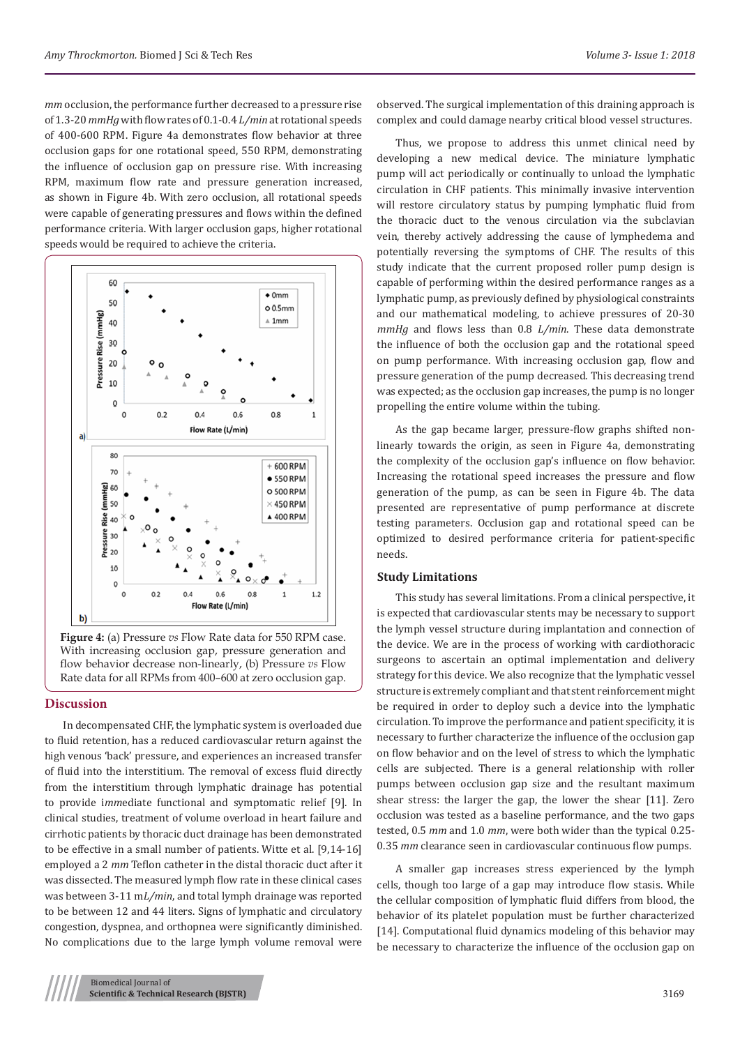*mm* occlusion, the performance further decreased to a pressure rise of 1.3-20 *mmHg* with flow rates of 0.1-0.4 *L/min* at rotational speeds of 400-600 RPM. Figure 4a demonstrates flow behavior at three occlusion gaps for one rotational speed, 550 RPM, demonstrating the influence of occlusion gap on pressure rise. With increasing RPM, maximum flow rate and pressure generation increased, as shown in Figure 4b. With zero occlusion, all rotational speeds were capable of generating pressures and flows within the defined performance criteria. With larger occlusion gaps, higher rotational speeds would be required to achieve the criteria.

**Figure 4:** (a) Pressure *vs* Flow Rate data for 550 RPM case. With increasing occlusion gap, pressure generation and flow behavior decrease non-linearly, (b) Pressure *vs* Flow Rate data for all RPMs from 400–600 at zero occlusion gap.

## Discussion

In decompensated CHF, the lymphatic system is overloaded due to fluid retention, has a reduced cardiovascular return against the high venous 'back' pressure, and experiences an increased transfer of fluid into the interstitium. The removal of excess fluid directly from the interstitium through lymphatic drainage has potential to provide immediate functional and symptomatic relief [9]. In clinical studies, treatment of volume overload in heart failure and cirrhotic patients by thoracic duct drainage has been demonstrated to be effective in a small number of patients. Witte et al. [9,14-16] employed a 2 *mm* Teflon catheter in the distal thoracic duct after it was dissected. The measured lymph flow rate in these clinical cases was between 3-11 m*L/min*, and total lymph drainage was reported to be between 12 and 44 liters. Signs of lymphatic and circulatory congestion, dyspnea, and orthopnea were significantly diminished. No complications due to the large lymph volume removal were observed. The surgical implementation of this draining approach is complex and could damage nearby critical blood vessel structures.

Thus, we propose to address this unmet clinical need by developing a new medical device. The miniature lymphatic pump will act periodically or continually to unload the lymphatic circulation in CHF patients. This minimally invasive intervention will restore circulatory status by pumping lymphatic fluid from the thoracic duct to the venous circulation via the subclavian vein, thereby actively addressing the cause of lymphedema and potentially reversing the symptoms of CHF. The results of this study indicate that the current proposed roller pump design is capable of performing within the desired performance ranges as a lymphatic pump, as previously defined by physiological constraints and our mathematical modeling, to achieve pressures of 20-30 *mmHg* and flows less than 0.8 *L/min*. These data demonstrate the influence of both the occlusion gap and the rotational speed on pump performance. With increasing occlusion gap, flow and pressure generation of the pump decreased. This decreasing trend was expected; as the occlusion gap increases, the pump is no longer propelling the entire volume within the tubing.

As the gap became larger, pressure-flow graphs shifted non-linearly towards the origin, as seen in Figure 4a, demonstrating the complexity of the occlusion gap's influence on flow behavior. Increasing the rotational speed increases the pressure and flow generation of the pump, as can be seen in Figure 4b. The data presented are representative of pump performance at discrete testing parameters. Occlusion gap and rotational speed can be optimized to desired performance criteria for patient-specific needs.

### Study Limitations

This study has several limitations. From a clinical perspective, it is expected that cardiovascular stents may be necessary to support the lymph vessel structure during implantation and connection of the device. We are in the process of working with cardiothoracic surgeons to ascertain an optimal implementation and delivery strategy for this device. We also recognize that the lymphatic vessel structure is extremely compliant and that stent reinforcement might be required in order to deploy such a device into the lymphatic circulation. To improve the performance and patient specificity, it is necessary to further characterize the influence of the occlusion gap on flow behavior and on the level of stress to which the lymphatic cells are subjected. There is a general relationship with roller pumps between occlusion gap size and the resultant maximum shear stress: the larger the gap, the lower the shear [11]. Zero occlusion was tested as a baseline performance, and the two gaps tested, 0.5 *mm* and 1.0 *mm*, were both wider than the typical 0.25-0.35 *mm* clearance seen in cardiovascular continuous flow pumps.

A smaller gap increases stress experienced by the lymph cells, though too large of a gap may introduce flow stasis. While the cellular composition of lymphatic fluid differs from blood, the behavior of its platelet population must be further characterized [14]. Computational fluid dynamics modeling of this behavior may be necessary to characterize the influence of the occlusion gap on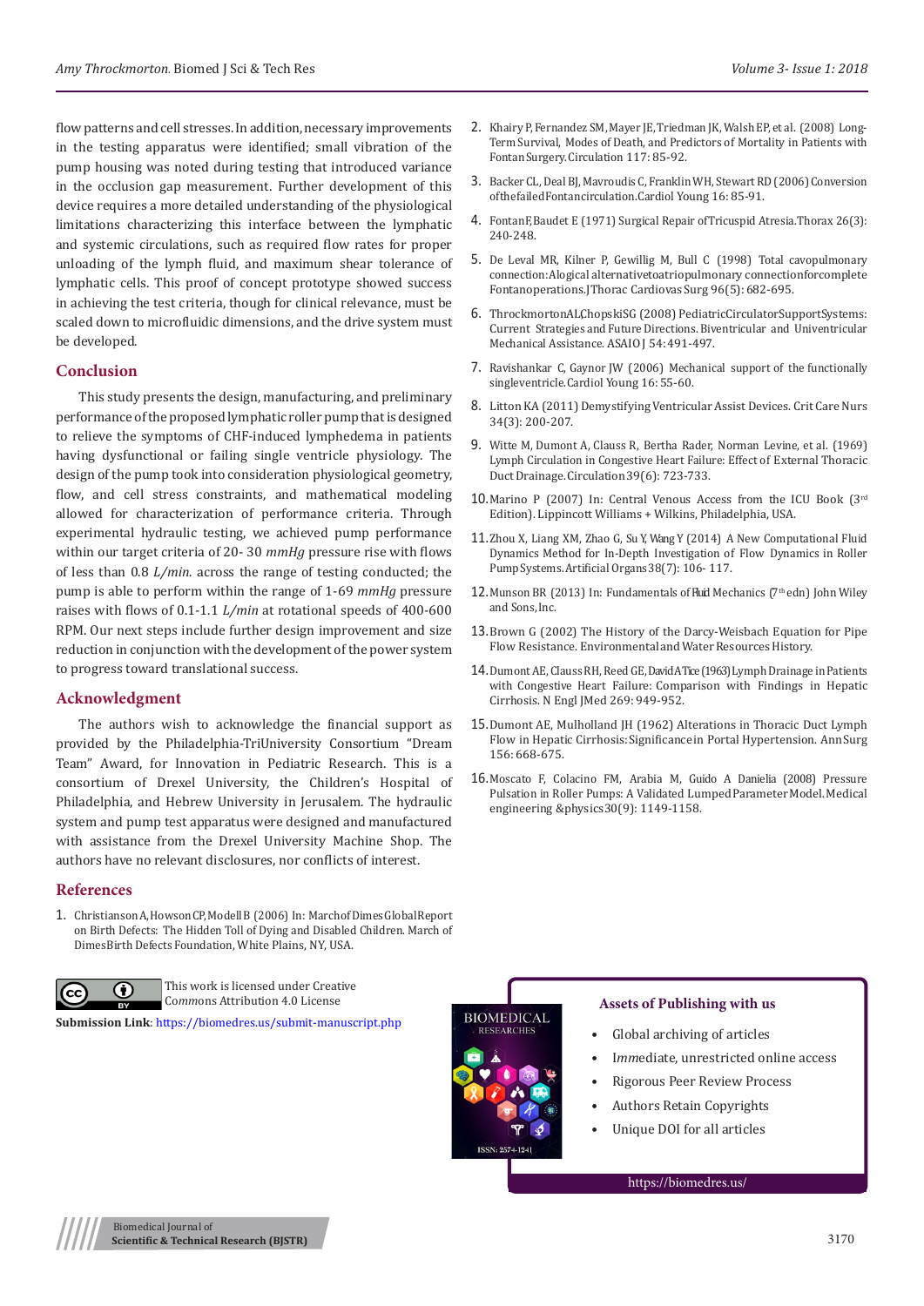flow patterns and cell stresses. In addition, necessary improvements in the testing apparatus were identified; small vibration of the pump housing was noted during testing that introduced variance in the occlusion gap measurement. Further development of this device requires a more detailed understanding of the physiological limitations characterizing this interface between the lymphatic and systemic circulations, such as required flow rates for proper unloading of the lymph fluid, and maximum shear tolerance of lymphatic cells. This proof of concept prototype showed success in achieving the test criteria, though for clinical relevance, must be scaled down to microfluidic dimensions, and the drive system must be developed.

## Conclusion

This study presents the design, manufacturing, and preliminary performance of the proposed lymphatic roller pump that is designed to relieve the symptoms of CHF-induced lymphedema in patients having dysfunctional or failing single ventricle physiology. The design of the pump took into consideration physiological geometry, flow, and cell stress constraints, and mathematical modeling allowed for characterization of performance criteria. Through experimental hydraulic testing, we achieved pump performance within our target criteria of 20- 30 *mmHg* pressure rise with flows of less than 0.8 *L/min*. across the range of testing conducted; the pump is able to perform within the range of 1-69 *mmHg* pressure raises with flows of 0.1-1.1 *L/min* at rotational speeds of 400-600 RPM. Our next steps include further design improvement and size reduction in conjunction with the development of the power system to progress toward translational success.

## Acknowledgment

The authors wish to acknowledge the financial support as provided by the Philadelphia-TriUniversity Consortium "Dream Team" Award, for Innovation in Pediatric Research. This is a consortium of Drexel University, the Children's Hospital of Philadelphia, and Hebrew University in Jerusalem. The hydraulic system and pump test apparatus were designed and manufactured with assistance from the Drexel University Machine Shop. The authors have no relevant disclosures, nor conflicts of interest.

## References

1. Christianson A, Howson CP, Modell B (2006) In: March of Dimes Global Report on Birth Defects: The Hidden Toll of Dying and Disabled Children. March of Dimes Birth Defects Foundation, White Plains, NY, USA.
2. Khairy P, Fernandez SM, Mayer JE, Triedman JK, Walsh EP, et al. (2008) Long-Term Survival, Modes of Death, and Predictors of Mortality in Patients with Fontan Surgery. Circulation 117: 85-92.
3. Backer CL, Deal BJ, Mavroudis C, Franklin WH, Stewart RD (2006) Conversion of the failed Fontan circulation. Cardiol Young 16: 85-91.
4. Fontan F, Baudet E (1971) Surgical Repair of Tricuspid Atresia. Thorax 26(3): 240-248.
5. De Leval MR, Kilner P, Gewillig M, Bull C (1998) Total cavopulmonary connection: A logical alternative to atriopulmonary connection for complete Fontan operations. J Thorac Cardiovas Surg 96(5): 682-695.
6. Throckmorton AL, Chopski SG (2008) Pediatric Circulator Support Systems: Current Strategies and Future Directions. Biventricular and Univentricular Mechanical Assistance. ASAIO J 54: 491-497.
7. Ravishankar C, Gaynor JW (2006) Mechanical support of the functionally single ventricle. Cardiol Young 16: 55-60.
8. Litton KA (2011) Demystifying Ventricular Assist Devices. Crit Care Nurs 34(3): 200-207.
9. Witte M, Dumont A, Clauss R, Bertha Rader, Norman Levine, et al. (1969) Lymph Circulation in Congestive Heart Failure: Effect of External Thoracic Duct Drainage. Circulation 39(6): 723-733.
10. Marino P (2007) In: Central Venous Access from the ICU Book (3rd Edition). Lippincott Williams + Wilkins, Philadelphia, USA.
11. Zhou X, Liang XM, Zhao G, Su Y, Wang Y (2014) A New Computational Fluid Dynamics Method for In-Depth Investigation of Flow Dynamics in Roller Pump Systems. Artificial Organs 38(7): 106- 117.
12. Munson BR (2013) In: Fundamentals of Fluid Mechanics (7th edn) John Wiley and Sons, Inc.
13. Brown G (2002) The History of the Darcy-Weisbach Equation for Pipe Flow Resistance. Environmental and Water Resources History.
14. Dumont AE, Clauss RH, Reed GE, David A Tice (1963) Lymph Drainage in Patients with Congestive Heart Failure: Comparison with Findings in Hepatic Cirrhosis. N Engl J Med 269: 949-952.
15. Dumont AE, Mulholland JH (1962) Alterations in Thoracic Duct Lymph Flow in Hepatic Cirrhosis: Significance in Portal Hypertension. Ann Surg 156: 668-675.
16. Moscato F, Colacino FM, Arabia M, Guido A Danielia (2008) Pressure Pulsation in Roller Pumps: A Validated Lumped Parameter Model. Medical engineering & physics 30(9): 1149-1158.

This work is licensed under Creative Commons Attribution 4.0 License

**Submission Link**: https://biomedres.us/submit-manuscript.php

### Assets of Publishing with us

- Global archiving of articles
- Immediate, unrestricted online access
- Rigorous Peer Review Process
- Authors Retain Copyrights
- Unique DOI for all articles

https://biomedres.us/